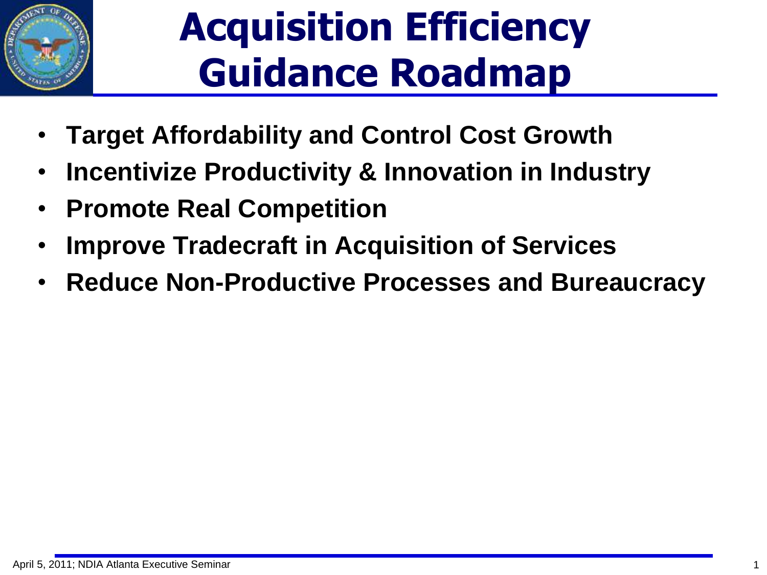# Acquisition Efficiency Guidance Roadmap

- **Target Affordability and Control Cost Growth**
- **Incentivize Productivity & Innovation in Industry**
- **Promote Real Competition**
- **Improve Tradecraft in Acquisition of Services**
- **Reduce Non-Productive Processes and Bureaucracy**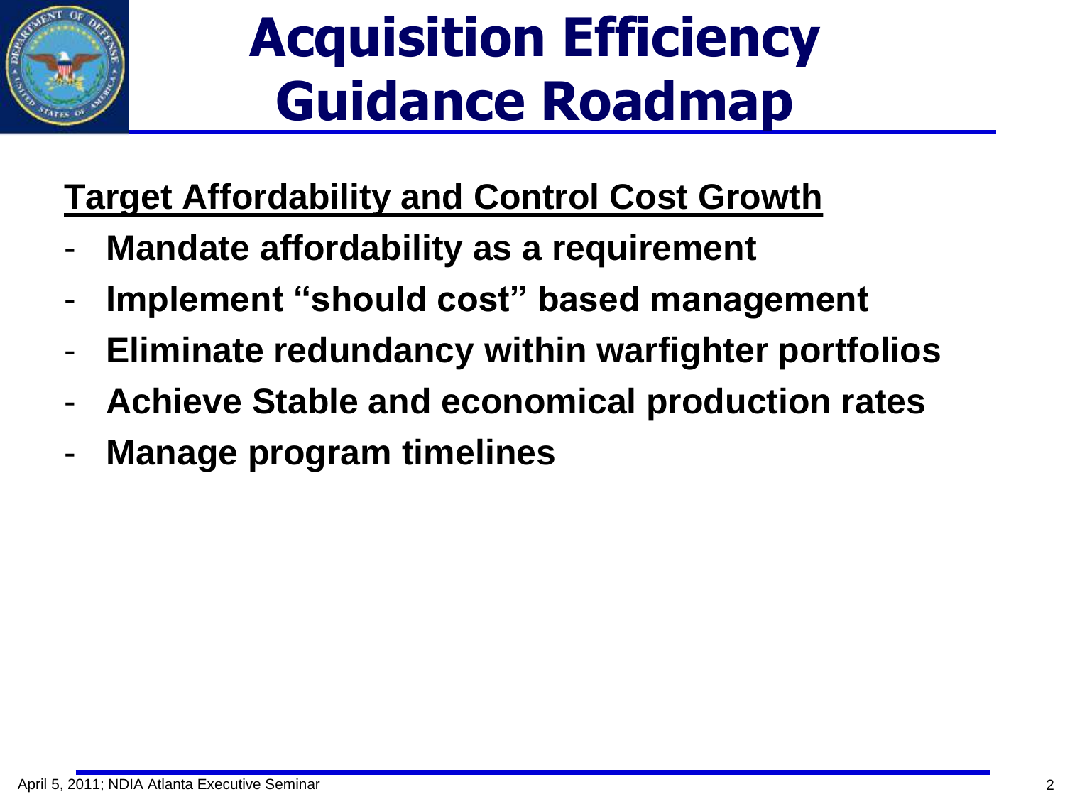# Acquisition Efficiency Guidance Roadmap

## Target Affordability and Control Cost Growth

- **Mandate affordability as a requirement**
- **Implement "should cost" based management**
- **Eliminate redundancy within warfighter portfolios**
- **Achieve Stable and economical production rates**
- **Manage program timelines**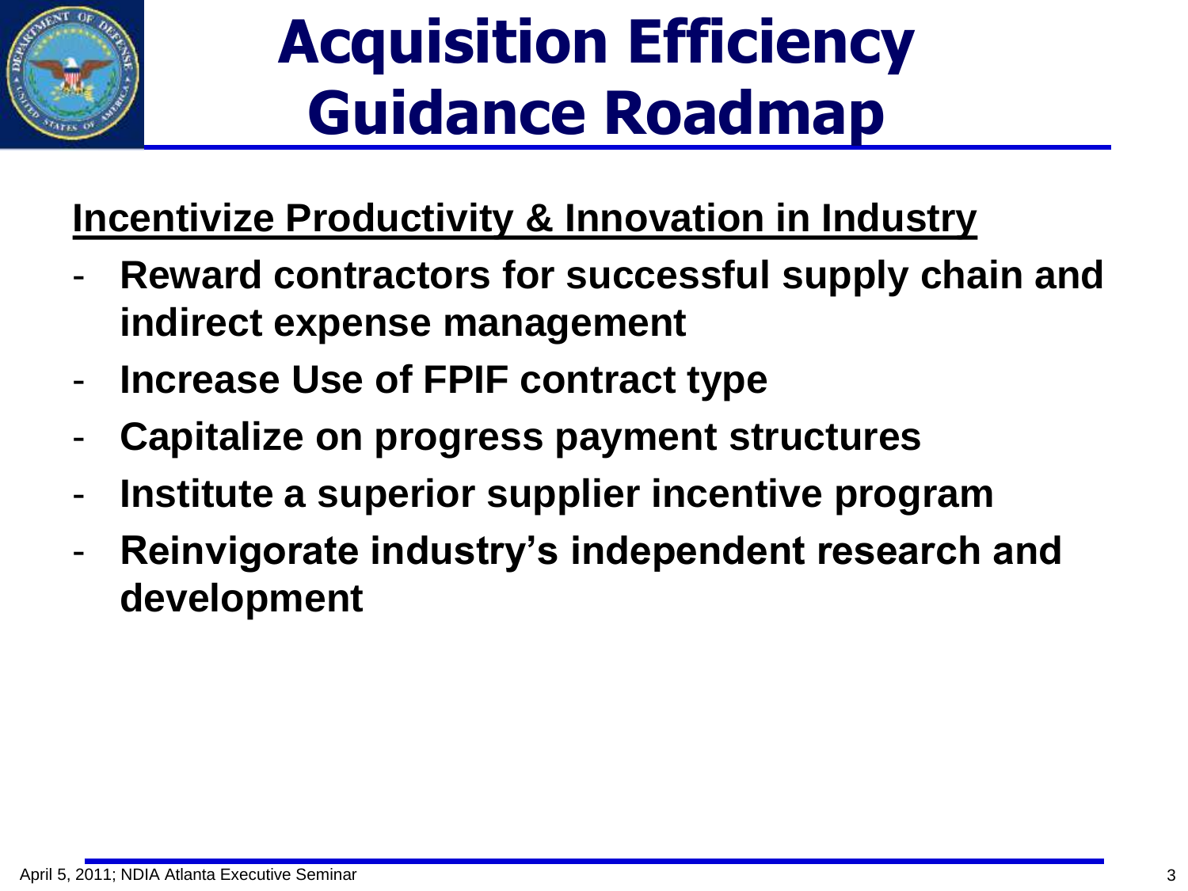# Acquisition Efficiency Guidance Roadmap

**Incentivize Productivity & Innovation in Industry**

- **Reward contractors for successful supply chain and indirect expense management**
- **Increase Use of FPIF contract type**
- **Capitalize on progress payment structures**
- **Institute a superior supplier incentive program**
- **Reinvigorate industry's independent research and development**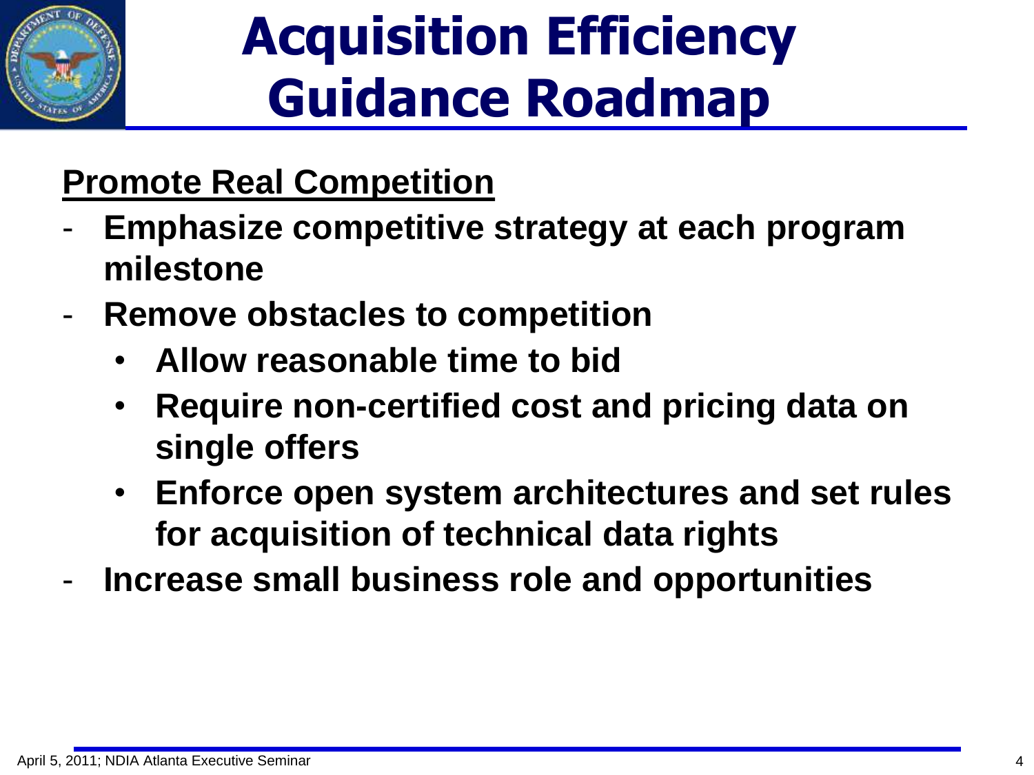# Acquisition Efficiency Guidance Roadmap

**Promote Real Competition**

- **Emphasize competitive strategy at each program milestone**
- **Remove obstacles to competition**
  - **Allow reasonable time to bid**
  - **Require non-certified cost and pricing data on single offers**
  - **Enforce open system architectures and set rules for acquisition of technical data rights**
- **Increase small business role and opportunities**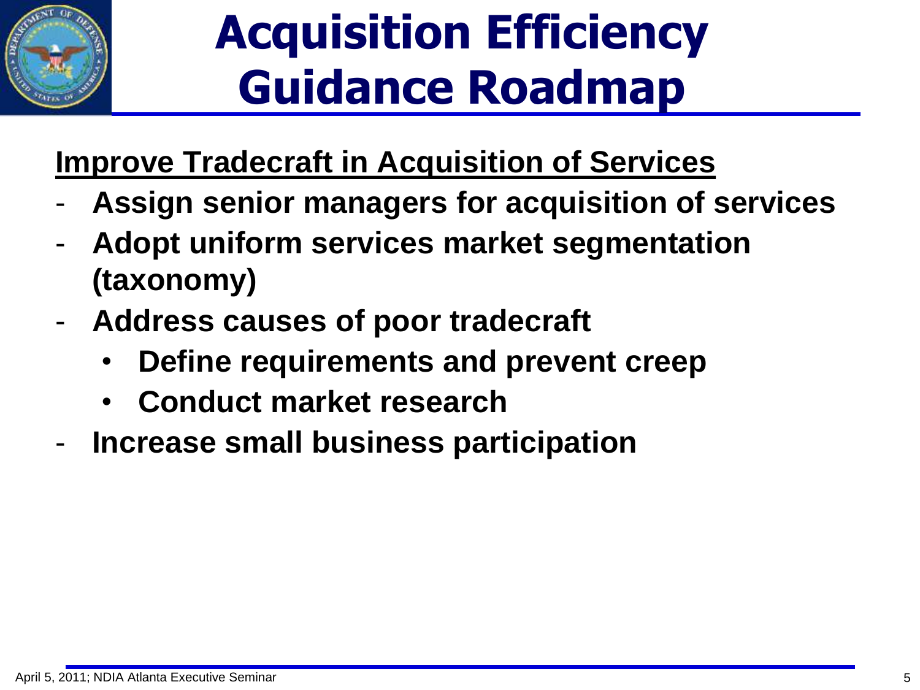# Acquisition Efficiency Guidance Roadmap

**Improve Tradecraft in Acquisition of Services**

- **Assign senior managers for acquisition of services**
- **Adopt uniform services market segmentation (taxonomy)**
- **Address causes of poor tradecraft**
  - **Define requirements and prevent creep**
  - **Conduct market research**
- **Increase small business participation**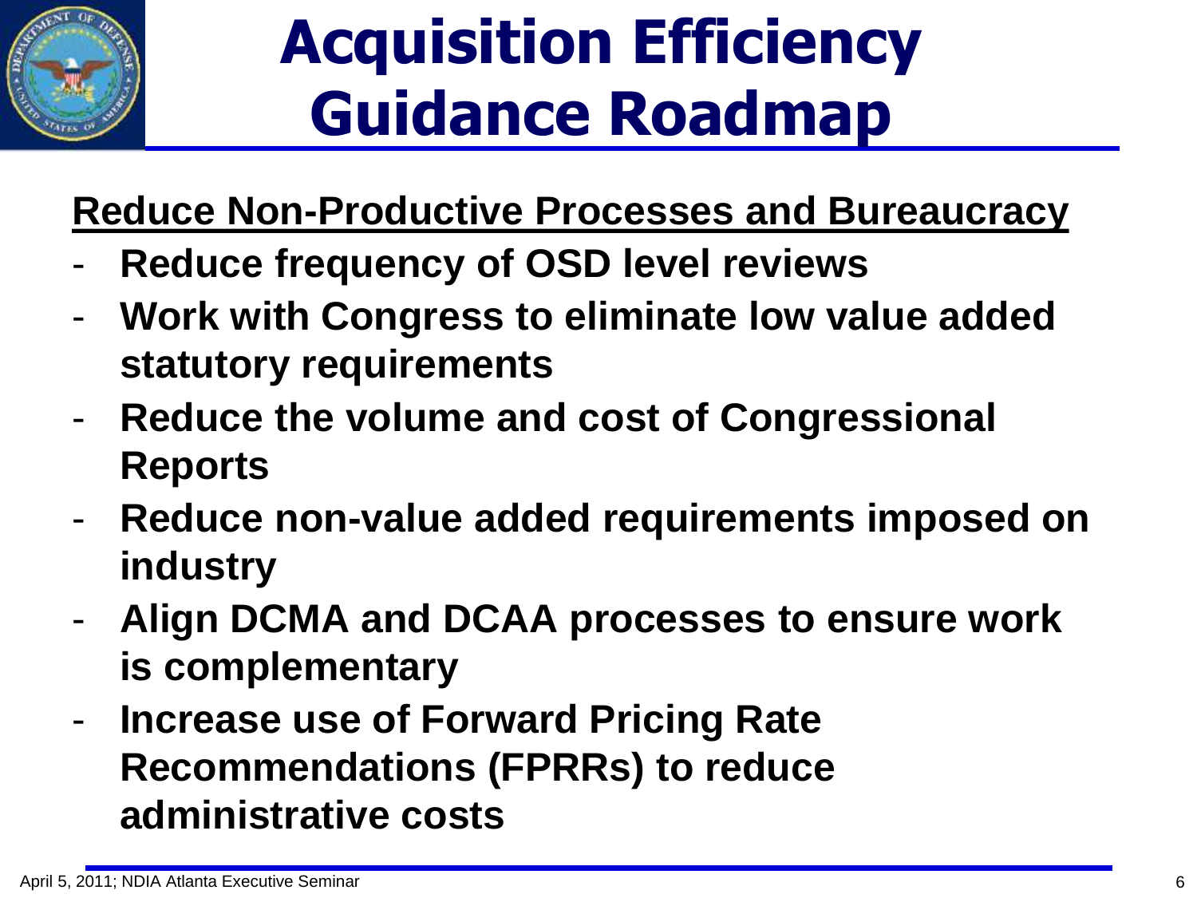# Acquisition Efficiency Guidance Roadmap

**Reduce Non-Productive Processes and Bureaucracy**

- **Reduce frequency of OSD level reviews**
- **Work with Congress to eliminate low value added statutory requirements**
- **Reduce the volume and cost of Congressional Reports**
- **Reduce non-value added requirements imposed on industry**
- **Align DCMA and DCAA processes to ensure work is complementary**
- **Increase use of Forward Pricing Rate Recommendations (FPRRs) to reduce administrative costs**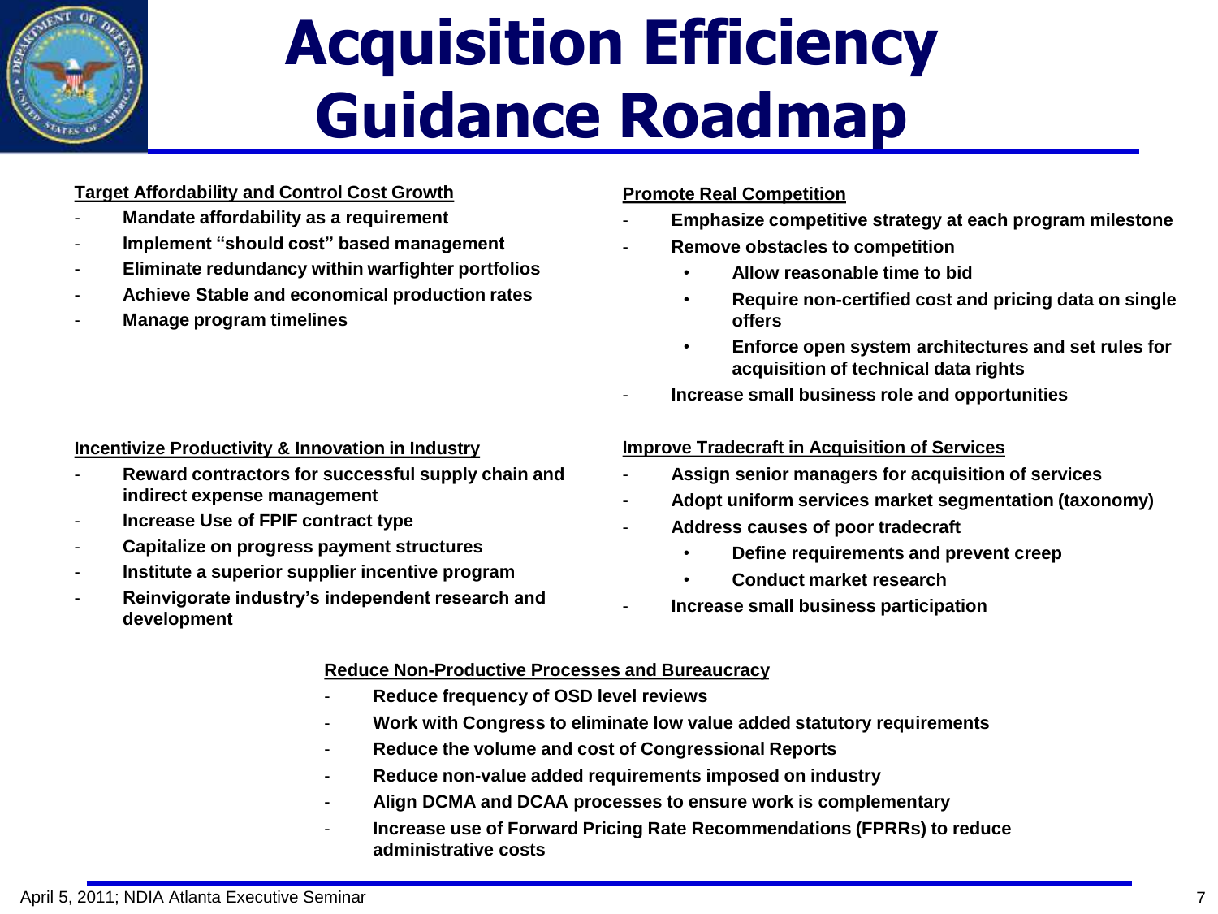# Acquisition Efficiency Guidance Roadmap

**Target Affordability and Control Cost Growth**

- Mandate affordability as a requirement
- Implement "should cost" based management
- Eliminate redundancy within warfighter portfolios
- Achieve Stable and economical production rates
- Manage program timelines

**Promote Real Competition**

- Emphasize competitive strategy at each program milestone
- Remove obstacles to competition
  - Allow reasonable time to bid
  - Require non-certified cost and pricing data on single offers
  - Enforce open system architectures and set rules for acquisition of technical data rights
- Increase small business role and opportunities

**Incentivize Productivity & Innovation in Industry**

- Reward contractors for successful supply chain and indirect expense management
- Increase Use of FPIF contract type
- Capitalize on progress payment structures
- Institute a superior supplier incentive program
- Reinvigorate industry's independent research and development

**Improve Tradecraft in Acquisition of Services**

- Assign senior managers for acquisition of services
- Adopt uniform services market segmentation (taxonomy)
- Address causes of poor tradecraft
  - Define requirements and prevent creep
  - Conduct market research
- Increase small business participation

**Reduce Non-Productive Processes and Bureaucracy**

- Reduce frequency of OSD level reviews
- Work with Congress to eliminate low value added statutory requirements
- Reduce the volume and cost of Congressional Reports
- Reduce non-value added requirements imposed on industry
- Align DCMA and DCAA processes to ensure work is complementary
- Increase use of Forward Pricing Rate Recommendations (FPRRs) to reduce administrative costs

April 5, 2011; NDIA Atlanta Executive Seminar